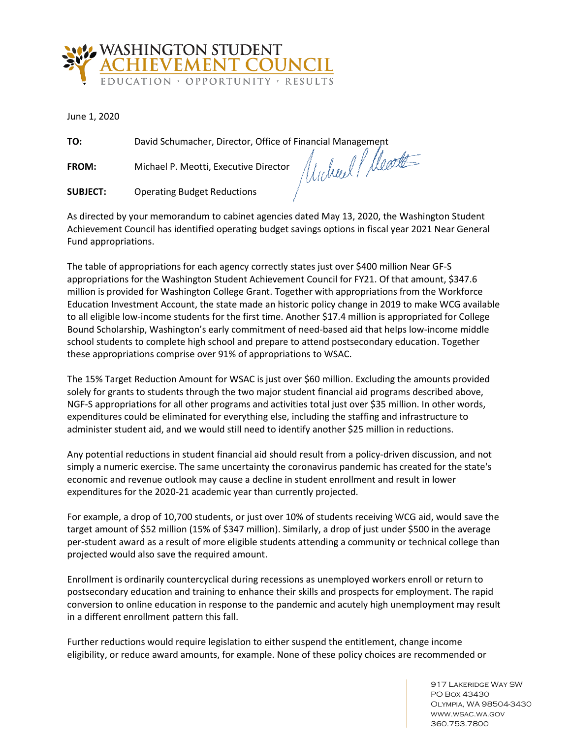WASHINGTON STUDENT ACHIEVEMENT COUNCIL

EDUCATION · OPPORTUNITY · RESULTS

June 1, 2020

**TO:** David Schumacher, Director, Office of Financial Management

**FROM:** Michael P. Meotti, Executive Director

**SUBJECT:** Operating Budget Reductions

As directed by your memorandum to cabinet agencies dated May 13, 2020, the Washington Student Achievement Council has identified operating budget savings options in fiscal year 2021 Near General Fund appropriations.

The table of appropriations for each agency correctly states just over $400 million Near GF-S appropriations for the Washington Student Achievement Council for FY21. Of that amount, $347.6 million is provided for Washington College Grant. Together with appropriations from the Workforce Education Investment Account, the state made an historic policy change in 2019 to make WCG available to all eligible low-income students for the first time. Another $17.4 million is appropriated for College Bound Scholarship, Washington's early commitment of need-based aid that helps low-income middle school students to complete high school and prepare to attend postsecondary education. Together these appropriations comprise over 91% of appropriations to WSAC.

The 15% Target Reduction Amount for WSAC is just over $60 million. Excluding the amounts provided solely for grants to students through the two major student financial aid programs described above, NGF-S appropriations for all other programs and activities total just over $35 million. In other words, expenditures could be eliminated for everything else, including the staffing and infrastructure to administer student aid, and we would still need to identify another $25 million in reductions.

Any potential reductions in student financial aid should result from a policy-driven discussion, and not simply a numeric exercise. The same uncertainty the coronavirus pandemic has created for the state's economic and revenue outlook may cause a decline in student enrollment and result in lower expenditures for the 2020-21 academic year than currently projected.

For example, a drop of 10,700 students, or just over 10% of students receiving WCG aid, would save the target amount of $52 million (15% of $347 million). Similarly, a drop of just under $500 in the average per-student award as a result of more eligible students attending a community or technical college than projected would also save the required amount.

Enrollment is ordinarily countercyclical during recessions as unemployed workers enroll or return to postsecondary education and training to enhance their skills and prospects for employment. The rapid conversion to online education in response to the pandemic and acutely high unemployment may result in a different enrollment pattern this fall.

Further reductions would require legislation to either suspend the entitlement, change income eligibility, or reduce award amounts, for example. None of these policy choices are recommended or

917 Lakeridge Way SW
PO Box 43430
Olympia, WA 98504-3430
www.wsac.wa.gov
360.753.7800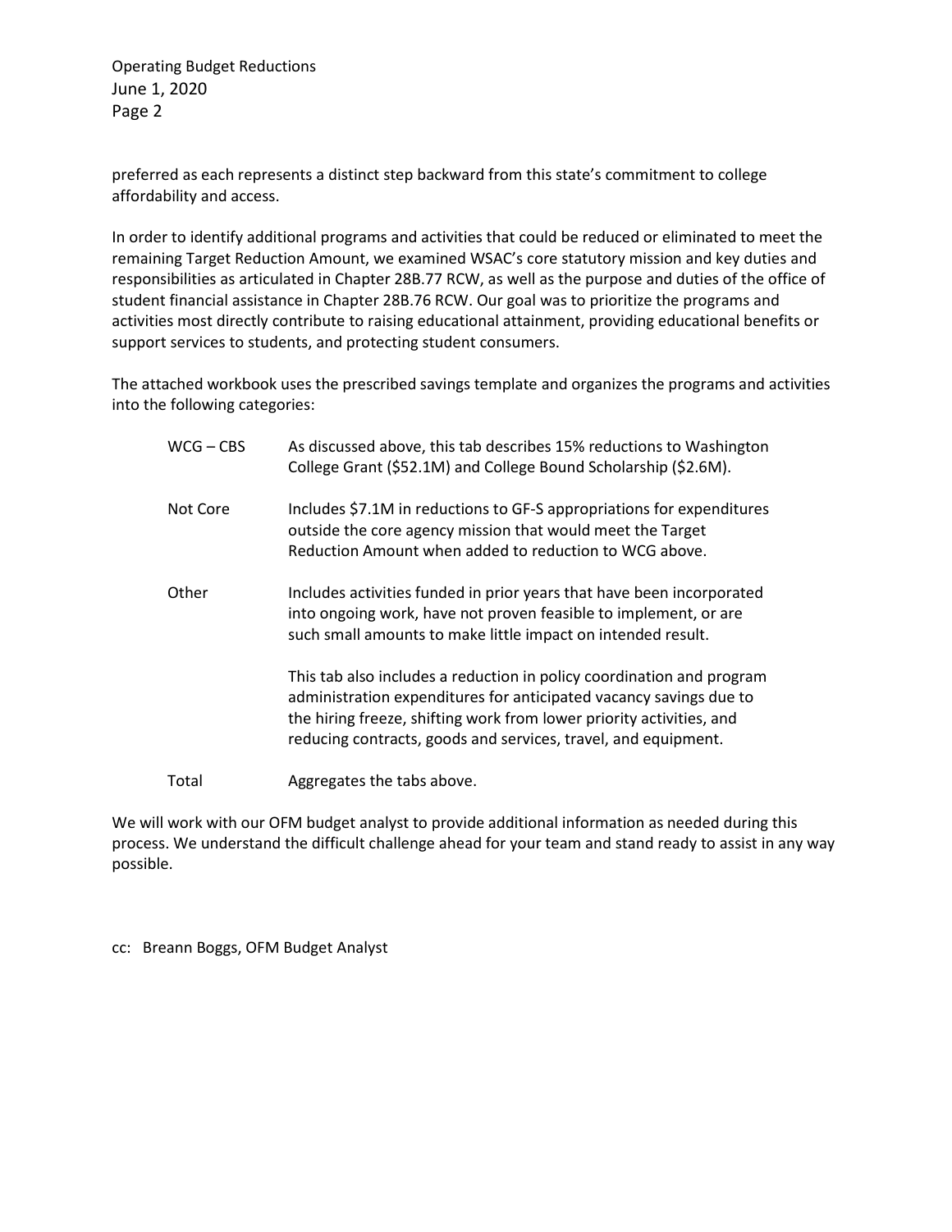preferred as each represents a distinct step backward from this state's commitment to college affordability and access.

In order to identify additional programs and activities that could be reduced or eliminated to meet the remaining Target Reduction Amount, we examined WSAC's core statutory mission and key duties and responsibilities as articulated in Chapter 28B.77 RCW, as well as the purpose and duties of the office of student financial assistance in Chapter 28B.76 RCW. Our goal was to prioritize the programs and activities most directly contribute to raising educational attainment, providing educational benefits or support services to students, and protecting student consumers.

The attached workbook uses the prescribed savings template and organizes the programs and activities into the following categories:

| | |
|---|---|
| WCG – CBS | As discussed above, this tab describes 15% reductions to Washington College Grant ($52.1M) and College Bound Scholarship ($2.6M). |
| Not Core | Includes $7.1M in reductions to GF-S appropriations for expenditures outside the core agency mission that would meet the Target Reduction Amount when added to reduction to WCG above. |
| Other | Includes activities funded in prior years that have been incorporated into ongoing work, have not proven feasible to implement, or are such small amounts to make little impact on intended result.<br><br>This tab also includes a reduction in policy coordination and program administration expenditures for anticipated vacancy savings due to the hiring freeze, shifting work from lower priority activities, and reducing contracts, goods and services, travel, and equipment. |
| Total | Aggregates the tabs above. |

We will work with our OFM budget analyst to provide additional information as needed during this process. We understand the difficult challenge ahead for your team and stand ready to assist in any way possible.

cc: Breann Boggs, OFM Budget Analyst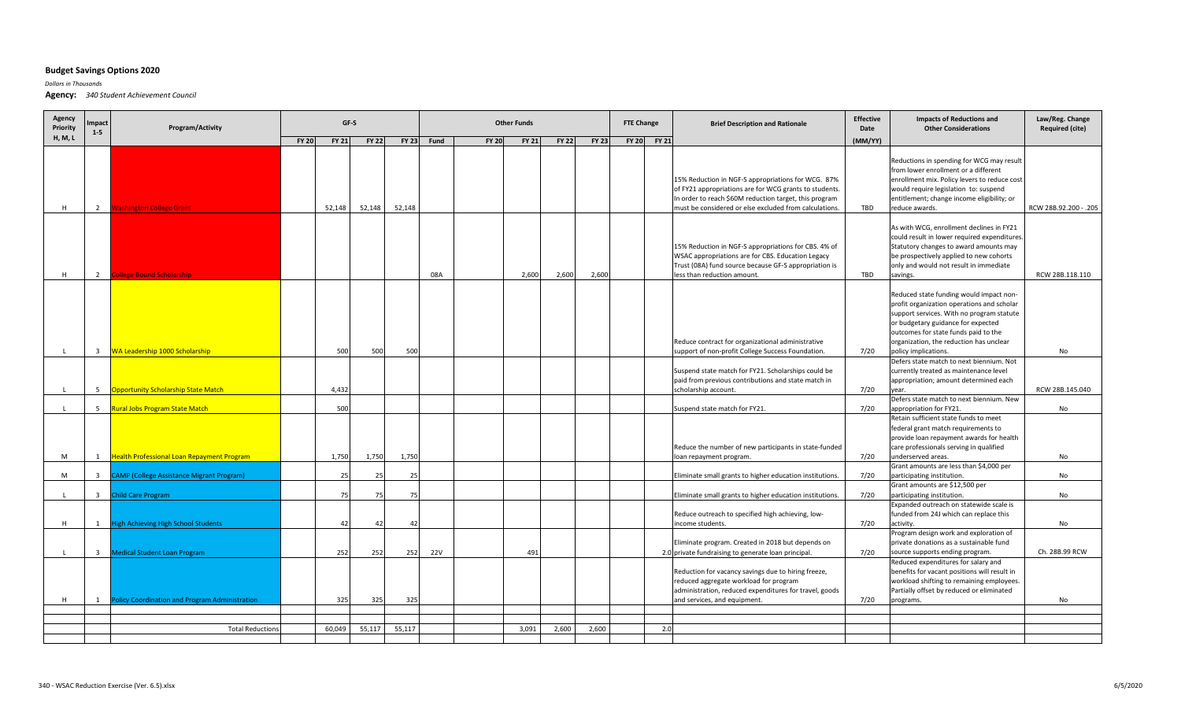## Budget Savings Options 2020

*Dollars in Thousands*

**Agency:** *340 Student Achievement Council*

| Agency Priority H, M, L | Impact 1-5 | Program/Activity | GF-S | | | | Other Funds | | | | | FTE Change | | Brief Description and Rationale | Effective Date | Impacts of Reductions and Other Considerations | Law/Reg. Change Required (cite) |
|---|---|---|---|---|---|---|---|---|---|---|---|---|---|---|---|---|---|
| | | | FY 20 | FY 21 | FY 22 | FY 23 | Fund | FY 20 | FY 21 | FY 22 | FY 23 | FY 20 | FY 21 | | (MM/YY) | | |
| H | 2 | Washington College Grant | | 52,148 | 52,148 | 52,148 | | | | | | | | 15% Reduction in NGF-S appropriations for WCG. 87% of FY21 appropriations are for WCG grants to students. In order to reach $60M reduction target, this program must be considered or else excluded from calculations. | TBD | Reductions in spending for WCG may result from lower enrollment or a different enrollment mix. Policy levers to reduce cost would require legislation to: suspend entitlement; change income eligibility; or reduce awards. | RCW 28B.92.200 - .205 |
| H | 2 | College Bound Scholarship | | | | | 08A | | 2,600 | 2,600 | 2,600 | | | 15% Reduction in NGF-S appropriations for CBS. 4% of WSAC appropriations are for CBS. Education Legacy Trust (08A) fund source because GF-S appropriation is less than reduction amount. | TBD | As with WCG, enrollment declines in FY21 could result in lower required expenditures. Statutory changes to award amounts may be prospectively applied to new cohorts only and would not result in immediate savings. | RCW 28B.118.110 |
| L | 3 | WA Leadership 1000 Scholarship | | 500 | 500 | 500 | | | | | | | | Reduce contract for organizational administrative support of non-profit College Success Foundation. | 7/20 | Reduced state funding would impact non-profit organization operations and scholar support services. With no program statute or budgetary guidance for expected outcomes for state funds paid to the organization, the reduction has unclear policy implications. | No |
| L | 5 | Opportunity Scholarship State Match | | 4,432 | | | | | | | | | | Suspend state match for FY21. Scholarships could be paid from previous contributions and state match in scholarship account. | 7/20 | Defers state match to next biennium. Not currently treated as maintenance level appropriation; amount determined each year. | RCW 28B.145.040 |
| L | 5 | Rural Jobs Program State Match | | 500 | | | | | | | | | | Suspend state match for FY21. | 7/20 | Defers state match to next biennium. New appropriation for FY21. | No |
| M | 1 | Health Professional Loan Repayment Program | | 1,750 | 1,750 | 1,750 | | | | | | | | Reduce the number of new participants in state-funded loan repayment program. | 7/20 | Retain sufficient state funds to meet federal grant match requirements to provide loan repayment awards for health care professionals serving in qualified underserved areas. | No |
| M | 3 | CAMP (College Assistance Migrant Program) | | 25 | 25 | 25 | | | | | | | | Eliminate small grants to higher education institutions. | 7/20 | Grant amounts are less than $4,000 per participating institution. | No |
| L | 3 | Child Care Program | | 75 | 75 | 75 | | | | | | | | Eliminate small grants to higher education institutions. | 7/20 | Grant amounts are $12,500 per participating institution. | No |
| H | 1 | High Achieving High School Students | | 42 | 42 | 42 | | | | | | | | Reduce outreach to specified high achieving, low-income students. | 7/20 | Expanded outreach on statewide scale is funded from 24J which can replace this activity. | No |
| L | 3 | Medical Student Loan Program | | 252 | 252 | 252 | 22V | | 491 | | | | 2.0 | Eliminate program. Created in 2018 but depends on private fundraising to generate loan principal. | 7/20 | Program design work and exploration of private donations as a sustainable fund source supports ending program. | Ch. 28B.99 RCW |
| H | 1 | Policy Coordination and Program Administration | | 325 | 325 | 325 | | | | | | | | Reduction for vacancy savings due to hiring freeze, reduced aggregate workload for program administration, reduced expenditures for travel, goods and services, and equipment. | 7/20 | Reduced expenditures for salary and benefits for vacant positions will result in workload shifting to remaining employees. Partially offset by reduced or eliminated programs. | No |
| | | Total Reductions | | 60,049 | 55,117 | 55,117 | | | 3,091 | 2,600 | 2,600 | | 2.0 | | | | |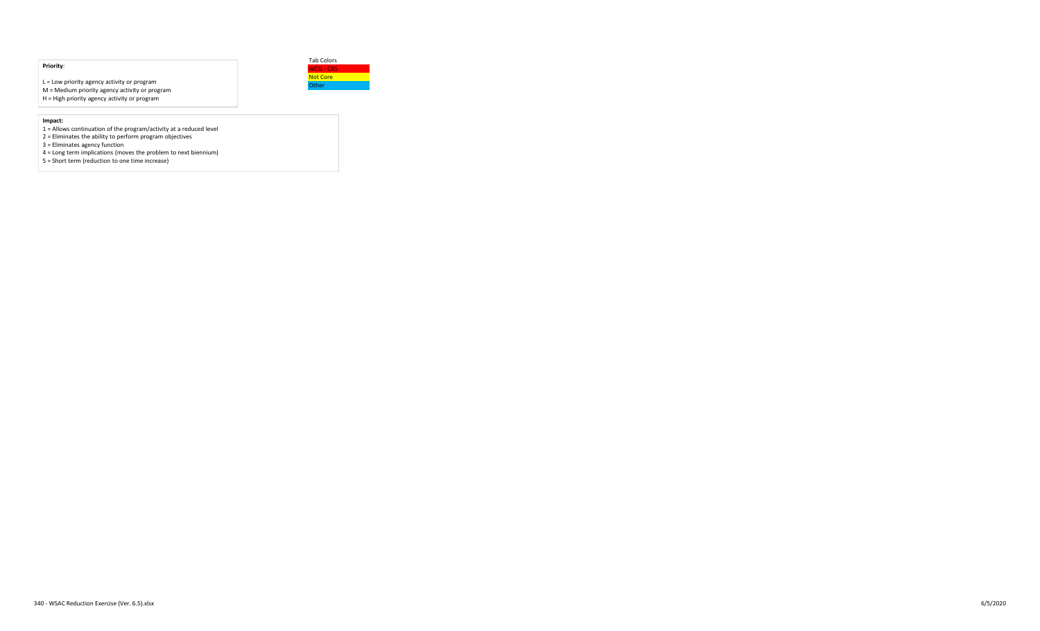**Priority**:

L = Low priority agency activity or program
M = Medium priority agency activity or program
H = High priority agency activity or program

Tab Colors

WCG - CBS
Not Core
Other

**Impact:**

1 = Allows continuation of the program/activity at a reduced level
2 = Eliminates the ability to perform program objectives
3 = Eliminates agency function
4 = Long term implications (moves the problem to next biennium)
5 = Short term (reduction to one time increase)